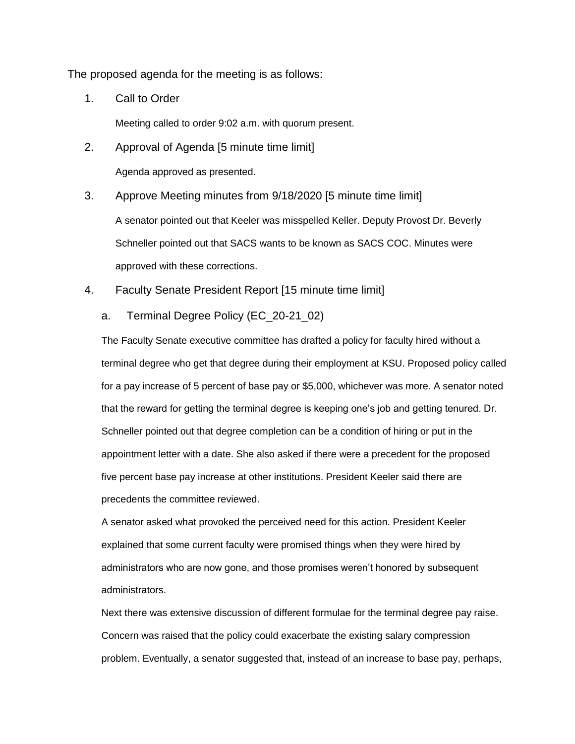The proposed agenda for the meeting is as follows:

1. Call to Order

   Meeting called to order 9:02 a.m. with quorum present.

2. Approval of Agenda [5 minute time limit]

   Agenda approved as presented.

3. Approve Meeting minutes from 9/18/2020 [5 minute time limit]

   A senator pointed out that Keeler was misspelled Keller. Deputy Provost Dr. Beverly Schneller pointed out that SACS wants to be known as SACS COC. Minutes were approved with these corrections.

4. Faculty Senate President Report [15 minute time limit]

   a. Terminal Degree Policy (EC_20-21_02)

   The Faculty Senate executive committee has drafted a policy for faculty hired without a terminal degree who get that degree during their employment at KSU. Proposed policy called for a pay increase of 5 percent of base pay or $5,000, whichever was more. A senator noted that the reward for getting the terminal degree is keeping one's job and getting tenured. Dr. Schneller pointed out that degree completion can be a condition of hiring or put in the appointment letter with a date. She also asked if there were a precedent for the proposed five percent base pay increase at other institutions. President Keeler said there are precedents the committee reviewed.

   A senator asked what provoked the perceived need for this action. President Keeler explained that some current faculty were promised things when they were hired by administrators who are now gone, and those promises weren't honored by subsequent administrators.

   Next there was extensive discussion of different formulae for the terminal degree pay raise. Concern was raised that the policy could exacerbate the existing salary compression problem. Eventually, a senator suggested that, instead of an increase to base pay, perhaps,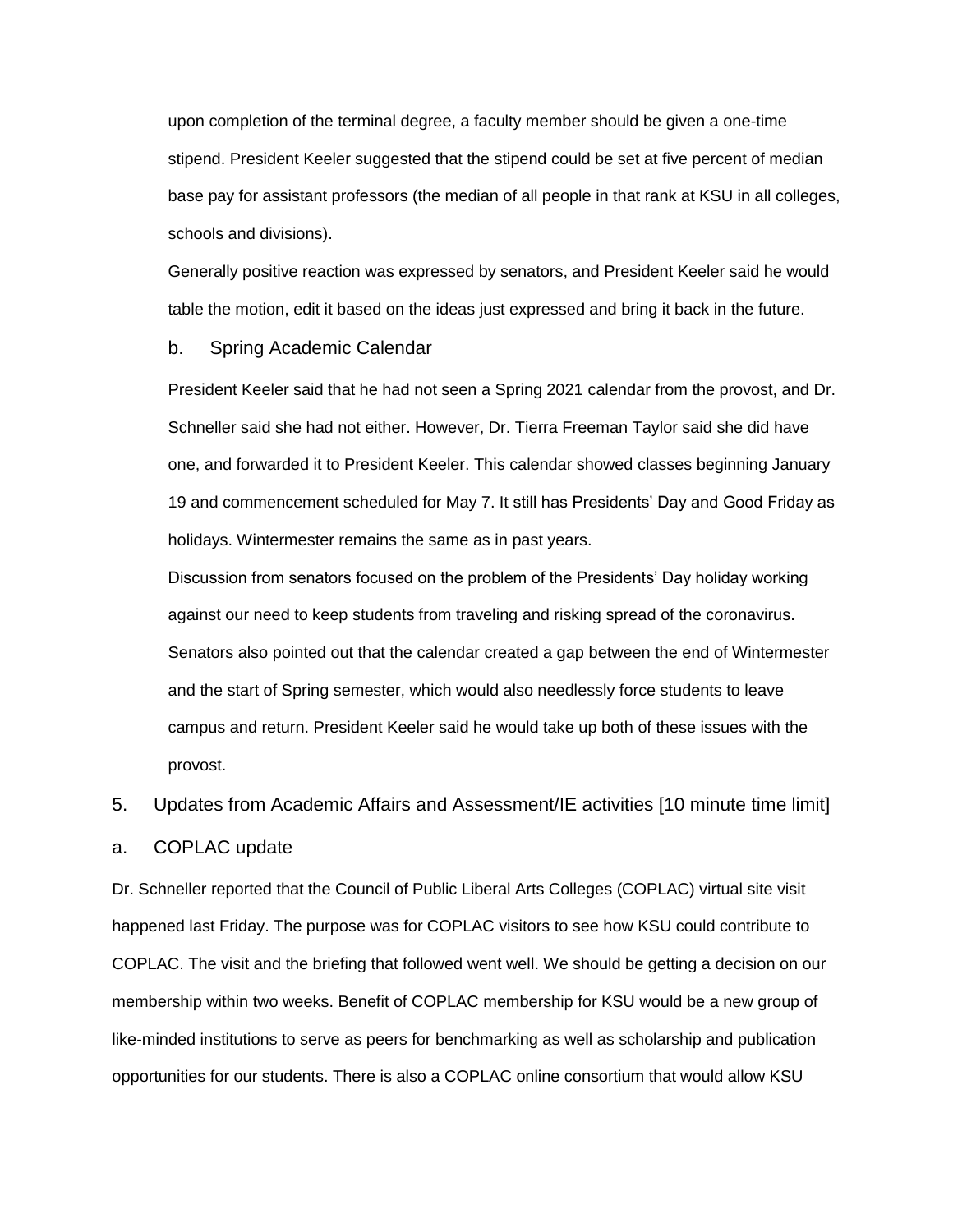upon completion of the terminal degree, a faculty member should be given a one-time stipend. President Keeler suggested that the stipend could be set at five percent of median base pay for assistant professors (the median of all people in that rank at KSU in all colleges, schools and divisions).

Generally positive reaction was expressed by senators, and President Keeler said he would table the motion, edit it based on the ideas just expressed and bring it back in the future.

b. Spring Academic Calendar

President Keeler said that he had not seen a Spring 2021 calendar from the provost, and Dr. Schneller said she had not either. However, Dr. Tierra Freeman Taylor said she did have one, and forwarded it to President Keeler. This calendar showed classes beginning January 19 and commencement scheduled for May 7. It still has Presidents' Day and Good Friday as holidays. Wintermester remains the same as in past years.

Discussion from senators focused on the problem of the Presidents' Day holiday working against our need to keep students from traveling and risking spread of the coronavirus. Senators also pointed out that the calendar created a gap between the end of Wintermester and the start of Spring semester, which would also needlessly force students to leave campus and return. President Keeler said he would take up both of these issues with the provost.

5. Updates from Academic Affairs and Assessment/IE activities [10 minute time limit]

a. COPLAC update

Dr. Schneller reported that the Council of Public Liberal Arts Colleges (COPLAC) virtual site visit happened last Friday. The purpose was for COPLAC visitors to see how KSU could contribute to COPLAC. The visit and the briefing that followed went well. We should be getting a decision on our membership within two weeks. Benefit of COPLAC membership for KSU would be a new group of like-minded institutions to serve as peers for benchmarking as well as scholarship and publication opportunities for our students. There is also a COPLAC online consortium that would allow KSU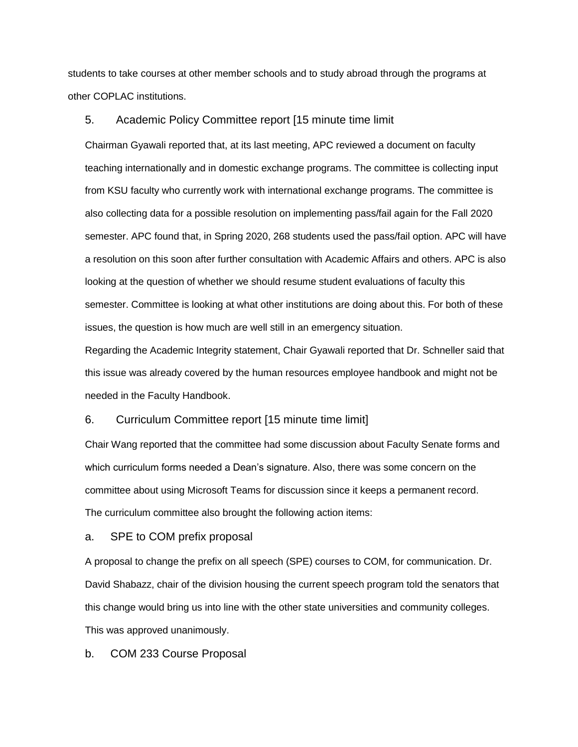students to take courses at other member schools and to study abroad through the programs at other COPLAC institutions.

5. Academic Policy Committee report [15 minute time limit

Chairman Gyawali reported that, at its last meeting, APC reviewed a document on faculty teaching internationally and in domestic exchange programs. The committee is collecting input from KSU faculty who currently work with international exchange programs. The committee is also collecting data for a possible resolution on implementing pass/fail again for the Fall 2020 semester. APC found that, in Spring 2020, 268 students used the pass/fail option. APC will have a resolution on this soon after further consultation with Academic Affairs and others. APC is also looking at the question of whether we should resume student evaluations of faculty this semester. Committee is looking at what other institutions are doing about this. For both of these issues, the question is how much are well still in an emergency situation.

Regarding the Academic Integrity statement, Chair Gyawali reported that Dr. Schneller said that this issue was already covered by the human resources employee handbook and might not be needed in the Faculty Handbook.

6. Curriculum Committee report [15 minute time limit]

Chair Wang reported that the committee had some discussion about Faculty Senate forms and which curriculum forms needed a Dean's signature. Also, there was some concern on the committee about using Microsoft Teams for discussion since it keeps a permanent record.

The curriculum committee also brought the following action items:

a. SPE to COM prefix proposal

A proposal to change the prefix on all speech (SPE) courses to COM, for communication. Dr. David Shabazz, chair of the division housing the current speech program told the senators that this change would bring us into line with the other state universities and community colleges. This was approved unanimously.

b. COM 233 Course Proposal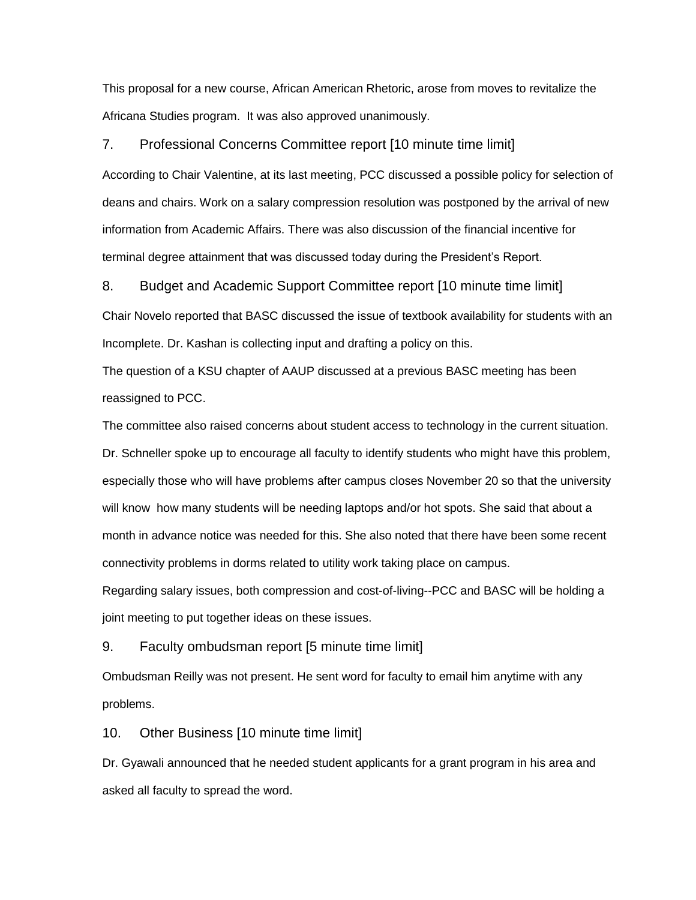This proposal for a new course, African American Rhetoric, arose from moves to revitalize the Africana Studies program. It was also approved unanimously.

## 7. Professional Concerns Committee report [10 minute time limit]

According to Chair Valentine, at its last meeting, PCC discussed a possible policy for selection of deans and chairs. Work on a salary compression resolution was postponed by the arrival of new information from Academic Affairs. There was also discussion of the financial incentive for terminal degree attainment that was discussed today during the President's Report.

## 8. Budget and Academic Support Committee report [10 minute time limit]

Chair Novelo reported that BASC discussed the issue of textbook availability for students with an Incomplete. Dr. Kashan is collecting input and drafting a policy on this.

The question of a KSU chapter of AAUP discussed at a previous BASC meeting has been reassigned to PCC.

The committee also raised concerns about student access to technology in the current situation. Dr. Schneller spoke up to encourage all faculty to identify students who might have this problem, especially those who will have problems after campus closes November 20 so that the university will know how many students will be needing laptops and/or hot spots. She said that about a month in advance notice was needed for this. She also noted that there have been some recent connectivity problems in dorms related to utility work taking place on campus.

Regarding salary issues, both compression and cost-of-living--PCC and BASC will be holding a joint meeting to put together ideas on these issues.

## 9. Faculty ombudsman report [5 minute time limit]

Ombudsman Reilly was not present. He sent word for faculty to email him anytime with any problems.

## 10. Other Business [10 minute time limit]

Dr. Gyawali announced that he needed student applicants for a grant program in his area and asked all faculty to spread the word.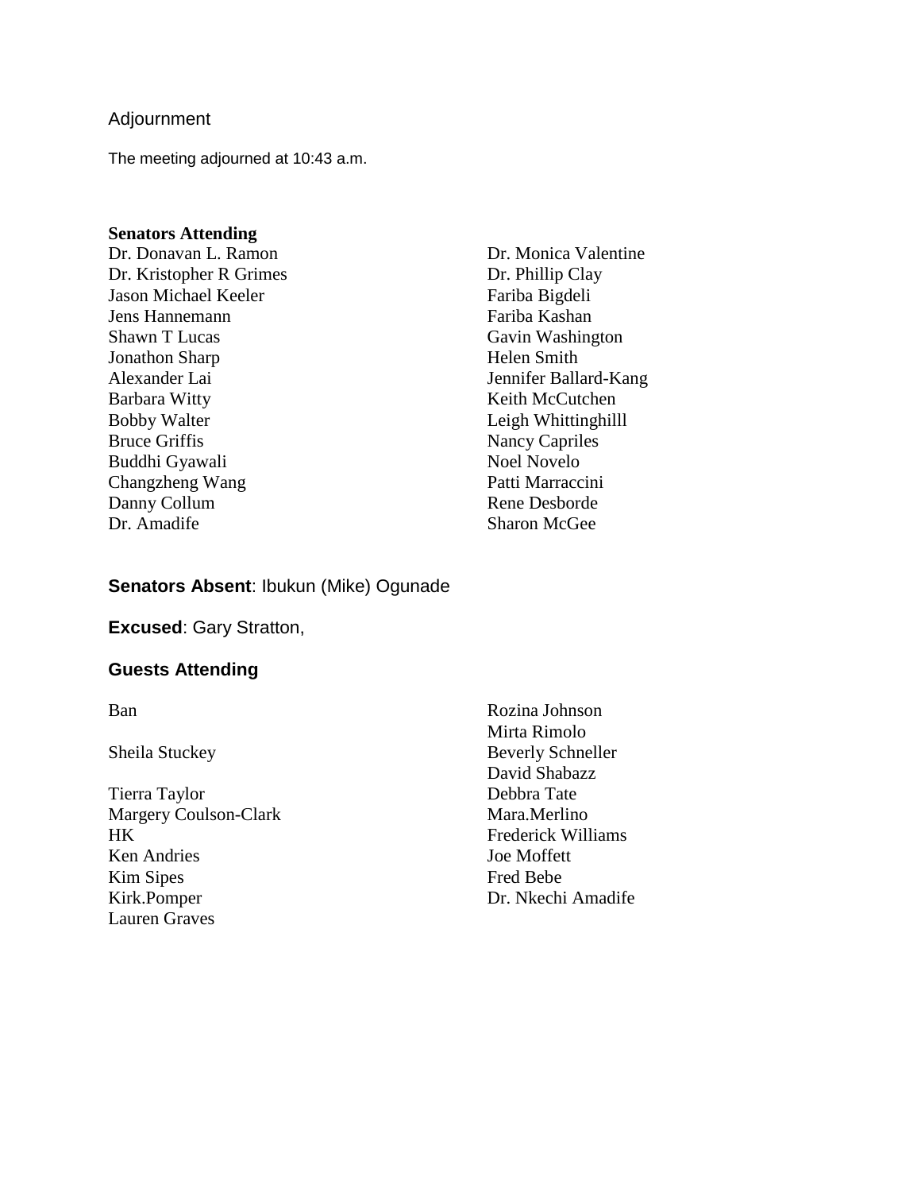## Adjournment

The meeting adjourned at 10:43 a.m.

**Senators Attending**

Dr. Donavan L. Ramon
Dr. Kristopher R Grimes
Jason Michael Keeler
Jens Hannemann
Shawn T Lucas
Jonathon Sharp
Alexander Lai
Barbara Witty
Bobby Walter
Bruce Griffis
Buddhi Gyawali
Changzheng Wang
Danny Collum
Dr. Amadife
Dr. Monica Valentine
Dr. Phillip Clay
Fariba Bigdeli
Fariba Kashan
Gavin Washington
Helen Smith
Jennifer Ballard-Kang
Keith McCutchen
Leigh Whittinghilll
Nancy Capriles
Noel Novelo
Patti Marraccini
Rene Desborde
Sharon McGee

**Senators Absent**: Ibukun (Mike) Ogunade

**Excused**: Gary Stratton,

**Guests Attending**

Ban
Sheila Stuckey
Tierra Taylor
Margery Coulson-Clark
HK
Ken Andries
Kim Sipes
Kirk.Pomper
Lauren Graves
Rozina Johnson
Mirta Rimolo
Beverly Schneller
David Shabazz
Debbra Tate
Mara.Merlino
Frederick Williams
Joe Moffett
Fred Bebe
Dr. Nkechi Amadife